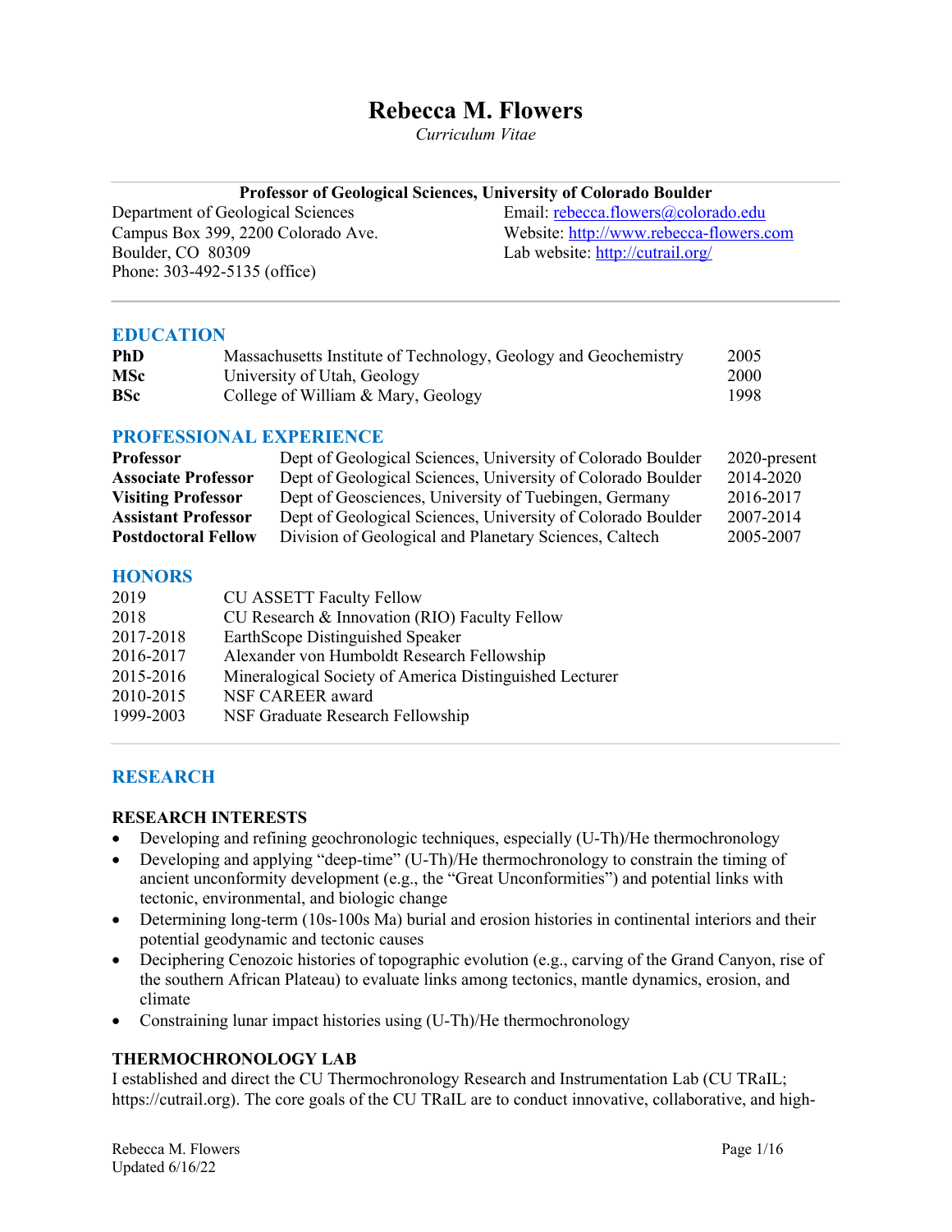# Rebecca M. Flowers

*Curriculum Vitae*

**Professor of Geological Sciences, University of Colorado Boulder**

Department of Geological Sciences
Campus Box 399, 2200 Colorado Ave.
Boulder, CO 80309
Phone: 303-492-5135 (office)

Email: rebecca.flowers@colorado.edu
Website: http://www.rebecca-flowers.com
Lab website: http://cutrail.org/

## EDUCATION

| | | |
|---|---|---|
| **PhD** | Massachusetts Institute of Technology, Geology and Geochemistry | 2005 |
| **MSc** | University of Utah, Geology | 2000 |
| **BSc** | College of William & Mary, Geology | 1998 |

## PROFESSIONAL EXPERIENCE

| | | |
|---|---|---|
| **Professor** | Dept of Geological Sciences, University of Colorado Boulder | 2020-present |
| **Associate Professor** | Dept of Geological Sciences, University of Colorado Boulder | 2014-2020 |
| **Visiting Professor** | Dept of Geosciences, University of Tuebingen, Germany | 2016-2017 |
| **Assistant Professor** | Dept of Geological Sciences, University of Colorado Boulder | 2007-2014 |
| **Postdoctoral Fellow** | Division of Geological and Planetary Sciences, Caltech | 2005-2007 |

## HONORS

| | |
|---|---|
| 2019 | CU ASSETT Faculty Fellow |
| 2018 | CU Research & Innovation (RIO) Faculty Fellow |
| 2017-2018 | EarthScope Distinguished Speaker |
| 2016-2017 | Alexander von Humboldt Research Fellowship |
| 2015-2016 | Mineralogical Society of America Distinguished Lecturer |
| 2010-2015 | NSF CAREER award |
| 1999-2003 | NSF Graduate Research Fellowship |

## RESEARCH

### RESEARCH INTERESTS

- Developing and refining geochronologic techniques, especially (U-Th)/He thermochronology
- Developing and applying "deep-time" (U-Th)/He thermochronology to constrain the timing of ancient unconformity development (e.g., the "Great Unconformities") and potential links with tectonic, environmental, and biologic change
- Determining long-term (10s-100s Ma) burial and erosion histories in continental interiors and their potential geodynamic and tectonic causes
- Deciphering Cenozoic histories of topographic evolution (e.g., carving of the Grand Canyon, rise of the southern African Plateau) to evaluate links among tectonics, mantle dynamics, erosion, and climate
- Constraining lunar impact histories using (U-Th)/He thermochronology

### THERMOCHRONOLOGY LAB

I established and direct the CU Thermochronology Research and Instrumentation Lab (CU TRaIL; https://cutrail.org). The core goals of the CU TRaIL are to conduct innovative, collaborative, and high-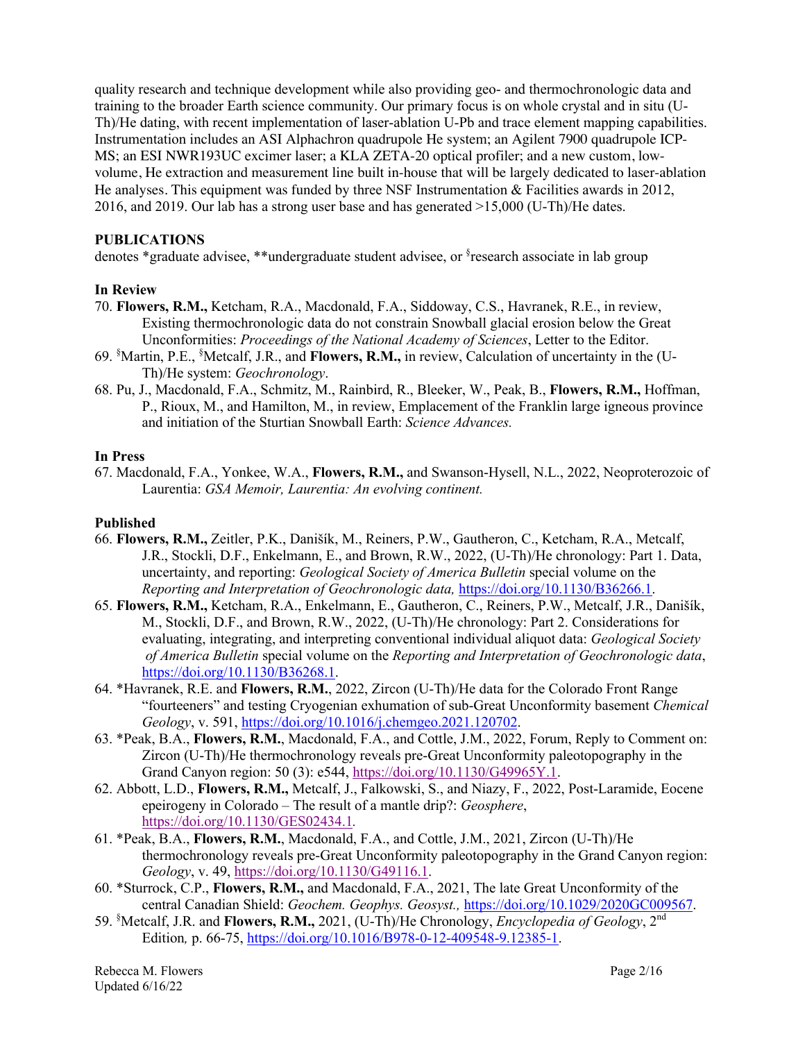quality research and technique development while also providing geo- and thermochronologic data and training to the broader Earth science community. Our primary focus is on whole crystal and in situ (U-Th)/He dating, with recent implementation of laser-ablation U-Pb and trace element mapping capabilities. Instrumentation includes an ASI Alphachron quadrupole He system; an Agilent 7900 quadrupole ICP-MS; an ESI NWR193UC excimer laser; a KLA ZETA-20 optical profiler; and a new custom, low-volume, He extraction and measurement line built in-house that will be largely dedicated to laser-ablation He analyses. This equipment was funded by three NSF Instrumentation & Facilities awards in 2012, 2016, and 2019. Our lab has a strong user base and has generated >15,000 (U-Th)/He dates.

## PUBLICATIONS

denotes *graduate advisee, **undergraduate student advisee, or [§]research associate in lab group

### In Review

70. **Flowers, R.M.,** Ketcham, R.A., Macdonald, F.A., Siddoway, C.S., Havranek, R.E., in review, Existing thermochronologic data do not constrain Snowball glacial erosion below the Great Unconformities: *Proceedings of the National Academy of Sciences*, Letter to the Editor.
69. [§]Martin, P.E., [§]Metcalf, J.R., and **Flowers, R.M.,** in review, Calculation of uncertainty in the (U-Th)/He system: *Geochronology*.
68. Pu, J., Macdonald, F.A., Schmitz, M., Rainbird, R., Bleeker, W., Peak, B., **Flowers, R.M.,** Hoffman, P., Rioux, M., and Hamilton, M., in review, Emplacement of the Franklin large igneous province and initiation of the Sturtian Snowball Earth: *Science Advances.*

### In Press

67. Macdonald, F.A., Yonkee, W.A., **Flowers, R.M.,** and Swanson-Hysell, N.L., 2022, Neoproterozoic of Laurentia: *GSA Memoir, Laurentia: An evolving continent.*

### Published

66. **Flowers, R.M.,** Zeitler, P.K., Danišík, M., Reiners, P.W., Gautheron, C., Ketcham, R.A., Metcalf, J.R., Stockli, D.F., Enkelmann, E., and Brown, R.W., 2022, (U-Th)/He chronology: Part 1. Data, uncertainty, and reporting: *Geological Society of America Bulletin* special volume on the *Reporting and Interpretation of Geochronologic data,* https://doi.org/10.1130/B36266.1.
65. **Flowers, R.M.,** Ketcham, R.A., Enkelmann, E., Gautheron, C., Reiners, P.W., Metcalf, J.R., Danišík, M., Stockli, D.F., and Brown, R.W., 2022, (U-Th)/He chronology: Part 2. Considerations for evaluating, integrating, and interpreting conventional individual aliquot data: *Geological Society of America Bulletin* special volume on the *Reporting and Interpretation of Geochronologic data*, https://doi.org/10.1130/B36268.1.
64. *Havranek, R.E. and **Flowers, R.M.**, 2022, Zircon (U-Th)/He data for the Colorado Front Range "fourteeners" and testing Cryogenian exhumation of sub-Great Unconformity basement *Chemical Geology*, v. 591, https://doi.org/10.1016/j.chemgeo.2021.120702.
63. *Peak, B.A., **Flowers, R.M.**, Macdonald, F.A., and Cottle, J.M., 2022, Forum, Reply to Comment on: Zircon (U-Th)/He thermochronology reveals pre-Great Unconformity paleotopography in the Grand Canyon region: 50 (3): e544, https://doi.org/10.1130/G49965Y.1.
62. Abbott, L.D., **Flowers, R.M.,** Metcalf, J., Falkowski, S., and Niazy, F., 2022, Post-Laramide, Eocene epeirogeny in Colorado – The result of a mantle drip?: *Geosphere*, https://doi.org/10.1130/GES02434.1.
61. *Peak, B.A., **Flowers, R.M.**, Macdonald, F.A., and Cottle, J.M., 2021, Zircon (U-Th)/He thermochronology reveals pre-Great Unconformity paleotopography in the Grand Canyon region: *Geology*, v. 49, https://doi.org/10.1130/G49116.1.
60. *Sturrock, C.P., **Flowers, R.M.,** and Macdonald, F.A., 2021, The late Great Unconformity of the central Canadian Shield: *Geochem. Geophys. Geosyst.,* https://doi.org/10.1029/2020GC009567.
59. [§]Metcalf, J.R. and **Flowers, R.M.,** 2021, (U-Th)/He Chronology, *Encyclopedia of Geology*, 2[nd] Edition*,* p. 66-75, https://doi.org/10.1016/B978-0-12-409548-9.12385-1.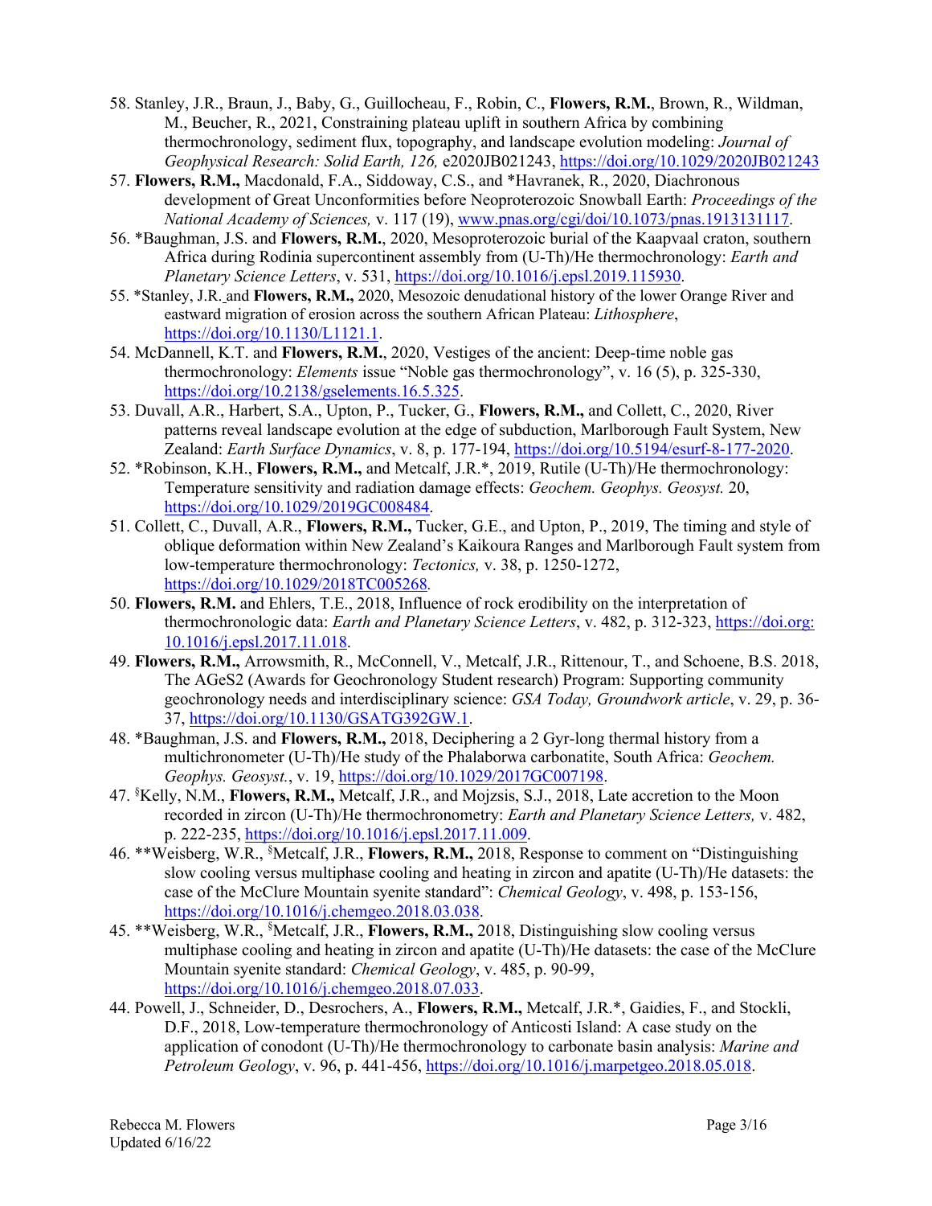58. Stanley, J.R., Braun, J., Baby, G., Guillocheau, F., Robin, C., **Flowers, R.M.**, Brown, R., Wildman, M., Beucher, R., 2021, Constraining plateau uplift in southern Africa by combining thermochronology, sediment flux, topography, and landscape evolution modeling: *Journal of Geophysical Research: Solid Earth, 126,* e2020JB021243, https://doi.org/10.1029/2020JB021243
57. **Flowers, R.M.,** Macdonald, F.A., Siddoway, C.S., and *Havranek, R., 2020, Diachronous development of Great Unconformities before Neoproterozoic Snowball Earth: *Proceedings of the National Academy of Sciences,* v. 117 (19), www.pnas.org/cgi/doi/10.1073/pnas.1913131117.
56. *Baughman, J.S. and **Flowers, R.M.**, 2020, Mesoproterozoic burial of the Kaapvaal craton, southern Africa during Rodinia supercontinent assembly from (U-Th)/He thermochronology: *Earth and Planetary Science Letters*, v. 531, https://doi.org/10.1016/j.epsl.2019.115930.
55. *Stanley, J.R. and **Flowers, R.M.,** 2020, Mesozoic denudational history of the lower Orange River and eastward migration of erosion across the southern African Plateau: *Lithosphere*, https://doi.org/10.1130/L1121.1.
54. McDannell, K.T. and **Flowers, R.M.**, 2020, Vestiges of the ancient: Deep-time noble gas thermochronology: *Elements* issue "Noble gas thermochronology", v. 16 (5), p. 325-330, https://doi.org/10.2138/gselements.16.5.325.
53. Duvall, A.R., Harbert, S.A., Upton, P., Tucker, G., **Flowers, R.M.,** and Collett, C., 2020, River patterns reveal landscape evolution at the edge of subduction, Marlborough Fault System, New Zealand: *Earth Surface Dynamics*, v. 8, p. 177-194, https://doi.org/10.5194/esurf-8-177-2020.
52. *Robinson, K.H., **Flowers, R.M.,** and Metcalf, J.R.*, 2019, Rutile (U-Th)/He thermochronology: Temperature sensitivity and radiation damage effects: *Geochem. Geophys. Geosyst.* 20, https://doi.org/10.1029/2019GC008484.
51. Collett, C., Duvall, A.R., **Flowers, R.M.,** Tucker, G.E., and Upton, P., 2019, The timing and style of oblique deformation within New Zealand's Kaikoura Ranges and Marlborough Fault system from low-temperature thermochronology: *Tectonics,* v. 38, p. 1250-1272, https://doi.org/10.1029/2018TC005268.
50. **Flowers, R.M.** and Ehlers, T.E., 2018, Influence of rock erodibility on the interpretation of thermochronologic data: *Earth and Planetary Science Letters*, v. 482, p. 312-323, https://doi.org:10.1016/j.epsl.2017.11.018.
49. **Flowers, R.M.,** Arrowsmith, R., McConnell, V., Metcalf, J.R., Rittenour, T., and Schoene, B.S. 2018, The AGeS2 (Awards for Geochronology Student research) Program: Supporting community geochronology needs and interdisciplinary science: *GSA Today, Groundwork article*, v. 29, p. 36-37, https://doi.org/10.1130/GSATG392GW.1.
48. *Baughman, J.S. and **Flowers, R.M.,** 2018, Deciphering a 2 Gyr-long thermal history from a multichronometer (U-Th)/He study of the Phalaborwa carbonatite, South Africa: *Geochem. Geophys. Geosyst.*, v. 19, https://doi.org/10.1029/2017GC007198.
47. [§]Kelly, N.M., **Flowers, R.M.,** Metcalf, J.R., and Mojzsis, S.J., 2018, Late accretion to the Moon recorded in zircon (U-Th)/He thermochronometry: *Earth and Planetary Science Letters,* v. 482, p. 222-235, https://doi.org/10.1016/j.epsl.2017.11.009.
46. **Weisberg, W.R., [§]Metcalf, J.R., **Flowers, R.M.,** 2018, Response to comment on "Distinguishing slow cooling versus multiphase cooling and heating in zircon and apatite (U-Th)/He datasets: the case of the McClure Mountain syenite standard": *Chemical Geology*, v. 498, p. 153-156, https://doi.org/10.1016/j.chemgeo.2018.03.038.
45. **Weisberg, W.R., [§]Metcalf, J.R., **Flowers, R.M.,** 2018, Distinguishing slow cooling versus multiphase cooling and heating in zircon and apatite (U-Th)/He datasets: the case of the McClure Mountain syenite standard: *Chemical Geology*, v. 485, p. 90-99, https://doi.org/10.1016/j.chemgeo.2018.07.033.
44. Powell, J., Schneider, D., Desrochers, A., **Flowers, R.M.,** Metcalf, J.R.*, Gaidies, F., and Stockli, D.F., 2018, Low-temperature thermochronology of Anticosti Island: A case study on the application of conodont (U-Th)/He thermochronology to carbonate basin analysis: *Marine and Petroleum Geology*, v. 96, p. 441-456, https://doi.org/10.1016/j.marpetgeo.2018.05.018.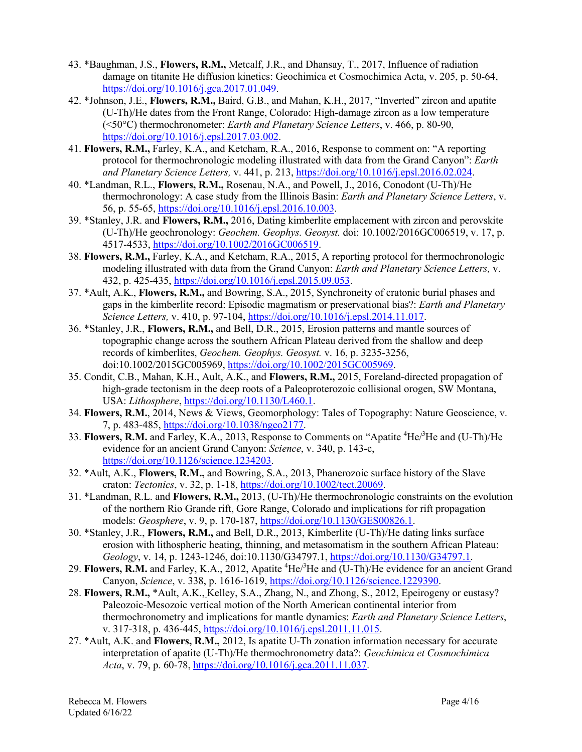43. *Baughman, J.S., **Flowers, R.M.,** Metcalf, J.R., and Dhansay, T., 2017, Influence of radiation damage on titanite He diffusion kinetics: Geochimica et Cosmochimica Acta, v. 205, p. 50-64, https://doi.org/10.1016/j.gca.2017.01.049.

42. *Johnson, J.E., **Flowers, R.M.,** Baird, G.B., and Mahan, K.H., 2017, "Inverted" zircon and apatite (U-Th)/He dates from the Front Range, Colorado: High-damage zircon as a low temperature (<50°C) thermochronometer: *Earth and Planetary Science Letters*, v. 466, p. 80-90, https://doi.org/10.1016/j.epsl.2017.03.002.

41. **Flowers, R.M.,** Farley, K.A., and Ketcham, R.A., 2016, Response to comment on: "A reporting protocol for thermochronologic modeling illustrated with data from the Grand Canyon": *Earth and Planetary Science Letters,* v. 441, p. 213, https://doi.org/10.1016/j.epsl.2016.02.024.

40. *Landman, R.L., **Flowers, R.M.,** Rosenau, N.A., and Powell, J., 2016, Conodont (U-Th)/He thermochronology: A case study from the Illinois Basin: *Earth and Planetary Science Letters*, v. 56, p. 55-65, https://doi.org/10.1016/j.epsl.2016.10.003.

39. *Stanley, J.R. and **Flowers, R.M.,** 2016, Dating kimberlite emplacement with zircon and perovskite (U-Th)/He geochronology: *Geochem. Geophys. Geosyst.* doi: 10.1002/2016GC006519, v. 17, p. 4517-4533, https://doi.org/10.1002/2016GC006519.

38. **Flowers, R.M.,** Farley, K.A., and Ketcham, R.A., 2015, A reporting protocol for thermochronologic modeling illustrated with data from the Grand Canyon: *Earth and Planetary Science Letters,* v. 432, p. 425-435, https://doi.org/10.1016/j.epsl.2015.09.053.

37. *Ault, A.K., **Flowers, R.M.,** and Bowring, S.A., 2015, Synchroneity of cratonic burial phases and gaps in the kimberlite record: Episodic magmatism or preservational bias?: *Earth and Planetary Science Letters,* v. 410, p. 97-104, https://doi.org/10.1016/j.epsl.2014.11.017.

36. *Stanley, J.R., **Flowers, R.M.,** and Bell, D.R., 2015, Erosion patterns and mantle sources of topographic change across the southern African Plateau derived from the shallow and deep records of kimberlites, *Geochem. Geophys. Geosyst.* v. 16, p. 3235-3256, doi:10.1002/2015GC005969, https://doi.org/10.1002/2015GC005969.

35. Condit, C.B., Mahan, K.H., Ault, A.K., and **Flowers, R.M.,** 2015, Foreland-directed propagation of high-grade tectonism in the deep roots of a Paleoproterozoic collisional orogen, SW Montana, USA: *Lithosphere*, https://doi.org/10.1130/L460.1.

34. **Flowers, R.M.**, 2014, News & Views, Geomorphology: Tales of Topography: Nature Geoscience, v. 7, p. 483-485, https://doi.org/10.1038/ngeo2177.

33. **Flowers, R.M.** and Farley, K.A., 2013, Response to Comments on "Apatite $^{4}He/^{3}He$ and (U-Th)/He evidence for an ancient Grand Canyon: *Science*, v. 340, p. 143-c, https://doi.org/10.1126/science.1234203.

32. *Ault, A.K., **Flowers, R.M.,** and Bowring, S.A., 2013, Phanerozoic surface history of the Slave craton: *Tectonics*, v. 32, p. 1-18, https://doi.org/10.1002/tect.20069.

31. *Landman, R.L. and **Flowers, R.M.,** 2013, (U-Th)/He thermochronologic constraints on the evolution of the northern Rio Grande rift, Gore Range, Colorado and implications for rift propagation models: *Geosphere*, v. 9, p. 170-187, https://doi.org/10.1130/GES00826.1.

30. *Stanley, J.R., **Flowers, R.M.,** and Bell, D.R., 2013, Kimberlite (U-Th)/He dating links surface erosion with lithospheric heating, thinning, and metasomatism in the southern African Plateau: *Geology*, v. 14, p. 1243-1246, doi:10.1130/G34797.1, https://doi.org/10.1130/G34797.1.

29. **Flowers, R.M.** and Farley, K.A., 2012, Apatite $^{4}He/^{3}He$ and (U-Th)/He evidence for an ancient Grand Canyon, *Science*, v. 338, p. 1616-1619, https://doi.org/10.1126/science.1229390.

28. **Flowers, R.M.,** *Ault, A.K., Kelley, S.A., Zhang, N., and Zhong, S., 2012, Epeirogeny or eustasy? Paleozoic-Mesozoic vertical motion of the North American continental interior from thermochronometry and implications for mantle dynamics: *Earth and Planetary Science Letters*, v. 317-318, p. 436-445, https://doi.org/10.1016/j.epsl.2011.11.015.

27. *Ault, A.K. and **Flowers, R.M.,** 2012, Is apatite U-Th zonation information necessary for accurate interpretation of apatite (U-Th)/He thermochronometry data?: *Geochimica et Cosmochimica Acta*, v. 79, p. 60-78, https://doi.org/10.1016/j.gca.2011.11.037.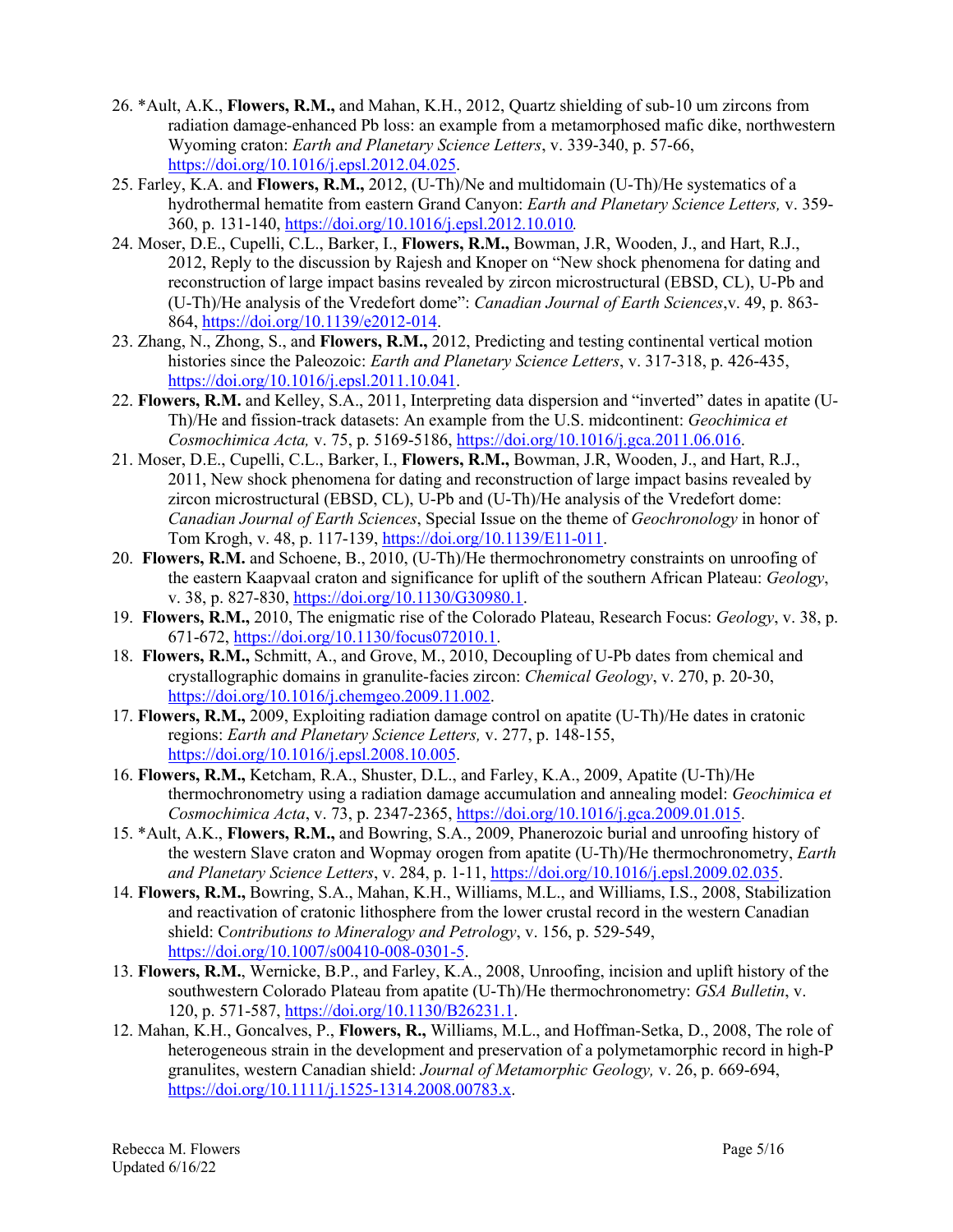26. *Ault, A.K., **Flowers, R.M.,** and Mahan, K.H., 2012, Quartz shielding of sub-10 um zircons from radiation damage-enhanced Pb loss: an example from a metamorphosed mafic dike, northwestern Wyoming craton: *Earth and Planetary Science Letters*, v. 339-340, p. 57-66, https://doi.org/10.1016/j.epsl.2012.04.025.
25. Farley, K.A. and **Flowers, R.M.,** 2012, (U-Th)/Ne and multidomain (U-Th)/He systematics of a hydrothermal hematite from eastern Grand Canyon: *Earth and Planetary Science Letters,* v. 359-360, p. 131-140, https://doi.org/10.1016/j.epsl.2012.10.010.
24. Moser, D.E., Cupelli, C.L., Barker, I., **Flowers, R.M.,** Bowman, J.R, Wooden, J., and Hart, R.J., 2012, Reply to the discussion by Rajesh and Knoper on "New shock phenomena for dating and reconstruction of large impact basins revealed by zircon microstructural (EBSD, CL), U-Pb and (U-Th)/He analysis of the Vredefort dome": *Canadian Journal of Earth Sciences*,v. 49, p. 863-864, https://doi.org/10.1139/e2012-014.
23. Zhang, N., Zhong, S., and **Flowers, R.M.,** 2012, Predicting and testing continental vertical motion histories since the Paleozoic: *Earth and Planetary Science Letters*, v. 317-318, p. 426-435, https://doi.org/10.1016/j.epsl.2011.10.041.
22. **Flowers, R.M.** and Kelley, S.A., 2011, Interpreting data dispersion and "inverted" dates in apatite (U-Th)/He and fission-track datasets: An example from the U.S. midcontinent: *Geochimica et Cosmochimica Acta,* v. 75, p. 5169-5186, https://doi.org/10.1016/j.gca.2011.06.016.
21. Moser, D.E., Cupelli, C.L., Barker, I., **Flowers, R.M.,** Bowman, J.R, Wooden, J., and Hart, R.J., 2011, New shock phenomena for dating and reconstruction of large impact basins revealed by zircon microstructural (EBSD, CL), U-Pb and (U-Th)/He analysis of the Vredefort dome: *Canadian Journal of Earth Sciences*, Special Issue on the theme of *Geochronology* in honor of Tom Krogh, v. 48, p. 117-139, https://doi.org/10.1139/E11-011.
20. **Flowers, R.M.** and Schoene, B., 2010, (U-Th)/He thermochronometry constraints on unroofing of the eastern Kaapvaal craton and significance for uplift of the southern African Plateau: *Geology*, v. 38, p. 827-830, https://doi.org/10.1130/G30980.1.
19. **Flowers, R.M.,** 2010, The enigmatic rise of the Colorado Plateau, Research Focus: *Geology*, v. 38, p. 671-672, https://doi.org/10.1130/focus072010.1.
18. **Flowers, R.M.,** Schmitt, A., and Grove, M., 2010, Decoupling of U-Pb dates from chemical and crystallographic domains in granulite-facies zircon: *Chemical Geology*, v. 270, p. 20-30, https://doi.org/10.1016/j.chemgeo.2009.11.002.
17. **Flowers, R.M.,** 2009, Exploiting radiation damage control on apatite (U-Th)/He dates in cratonic regions: *Earth and Planetary Science Letters,* v. 277, p. 148-155, https://doi.org/10.1016/j.epsl.2008.10.005.
16. **Flowers, R.M.,** Ketcham, R.A., Shuster, D.L., and Farley, K.A., 2009, Apatite (U-Th)/He thermochronometry using a radiation damage accumulation and annealing model: *Geochimica et Cosmochimica Acta*, v. 73, p. 2347-2365, https://doi.org/10.1016/j.gca.2009.01.015.
15. *Ault, A.K., **Flowers, R.M.,** and Bowring, S.A., 2009, Phanerozoic burial and unroofing history of the western Slave craton and Wopmay orogen from apatite (U-Th)/He thermochronometry, *Earth and Planetary Science Letters*, v. 284, p. 1-11, https://doi.org/10.1016/j.epsl.2009.02.035.
14. **Flowers, R.M.,** Bowring, S.A., Mahan, K.H., Williams, M.L., and Williams, I.S., 2008, Stabilization and reactivation of cratonic lithosphere from the lower crustal record in the western Canadian shield: C*ontributions to Mineralogy and Petrology*, v. 156, p. 529-549, https://doi.org/10.1007/s00410-008-0301-5.
13. **Flowers, R.M.**, Wernicke, B.P., and Farley, K.A., 2008, Unroofing, incision and uplift history of the southwestern Colorado Plateau from apatite (U-Th)/He thermochronometry: *GSA Bulletin*, v. 120, p. 571-587, https://doi.org/10.1130/B26231.1.
12. Mahan, K.H., Goncalves, P., **Flowers, R.,** Williams, M.L., and Hoffman-Setka, D., 2008, The role of heterogeneous strain in the development and preservation of a polymetamorphic record in high-P granulites, western Canadian shield: *Journal of Metamorphic Geology,* v. 26, p. 669-694, https://doi.org/10.1111/j.1525-1314.2008.00783.x.

Rebecca M. Flowers
Updated 6/16/22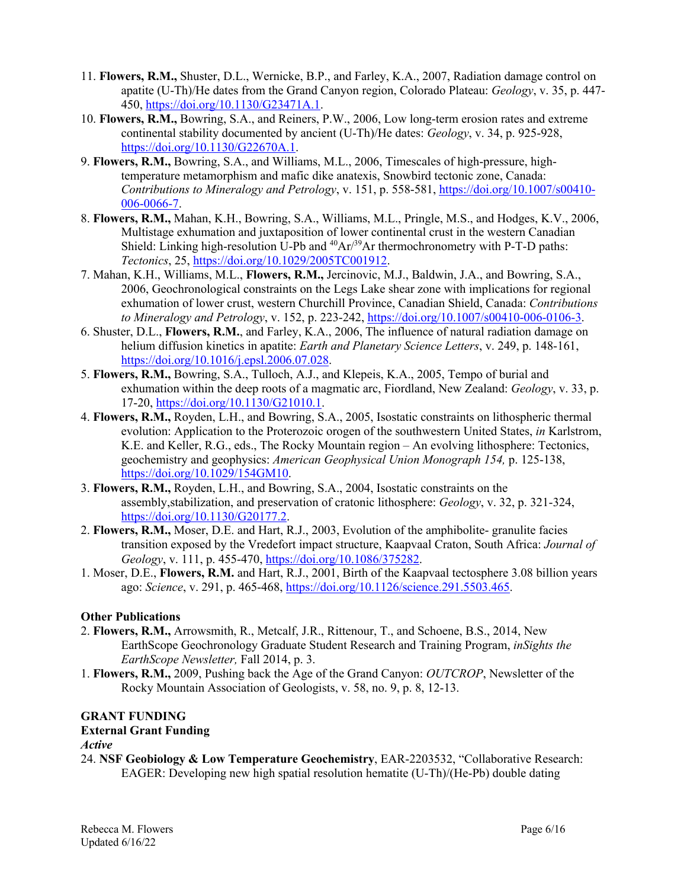11. **Flowers, R.M.,** Shuster, D.L., Wernicke, B.P., and Farley, K.A., 2007, Radiation damage control on apatite (U-Th)/He dates from the Grand Canyon region, Colorado Plateau: *Geology*, v. 35, p. 447-450, https://doi.org/10.1130/G23471A.1.
10. **Flowers, R.M.,** Bowring, S.A., and Reiners, P.W., 2006, Low long-term erosion rates and extreme continental stability documented by ancient (U-Th)/He dates: *Geology*, v. 34, p. 925-928, https://doi.org/10.1130/G22670A.1.
9. **Flowers, R.M.,** Bowring, S.A., and Williams, M.L., 2006, Timescales of high-pressure, high-temperature metamorphism and mafic dike anatexis, Snowbird tectonic zone, Canada: *Contributions to Mineralogy and Petrology*, v. 151, p. 558-581, https://doi.org/10.1007/s00410-006-0066-7.
8. **Flowers, R.M.,** Mahan, K.H., Bowring, S.A., Williams, M.L., Pringle, M.S., and Hodges, K.V., 2006, Multistage exhumation and juxtaposition of lower continental crust in the western Canadian Shield: Linking high-resolution U-Pb and $^{40}Ar/^{39}Ar$ thermochronometry with P-T-D paths: *Tectonics*, 25, https://doi.org/10.1029/2005TC001912.
7. Mahan, K.H., Williams, M.L., **Flowers, R.M.,** Jercinovic, M.J., Baldwin, J.A., and Bowring, S.A., 2006, Geochronological constraints on the Legs Lake shear zone with implications for regional exhumation of lower crust, western Churchill Province, Canadian Shield, Canada: *Contributions to Mineralogy and Petrology*, v. 152, p. 223-242, https://doi.org/10.1007/s00410-006-0106-3.
6. Shuster, D.L., **Flowers, R.M.**, and Farley, K.A., 2006, The influence of natural radiation damage on helium diffusion kinetics in apatite: *Earth and Planetary Science Letters*, v. 249, p. 148-161, https://doi.org/10.1016/j.epsl.2006.07.028.
5. **Flowers, R.M.,** Bowring, S.A., Tulloch, A.J., and Klepeis, K.A., 2005, Tempo of burial and exhumation within the deep roots of a magmatic arc, Fiordland, New Zealand: *Geology*, v. 33, p. 17-20, https://doi.org/10.1130/G21010.1.
4. **Flowers, R.M.,** Royden, L.H., and Bowring, S.A., 2005, Isostatic constraints on lithospheric thermal evolution: Application to the Proterozoic orogen of the southwestern United States, *in* Karlstrom, K.E. and Keller, R.G., eds., The Rocky Mountain region – An evolving lithosphere: Tectonics, geochemistry and geophysics: *American Geophysical Union Monograph 154,* p. 125-138, https://doi.org/10.1029/154GM10.
3. **Flowers, R.M.,** Royden, L.H., and Bowring, S.A., 2004, Isostatic constraints on the assembly,stabilization, and preservation of cratonic lithosphere: *Geology*, v. 32, p. 321-324, https://doi.org/10.1130/G20177.2.
2. **Flowers, R.M.,** Moser, D.E. and Hart, R.J., 2003, Evolution of the amphibolite- granulite facies transition exposed by the Vredefort impact structure, Kaapvaal Craton, South Africa: *Journal of Geology*, v. 111, p. 455-470, https://doi.org/10.1086/375282.
1. Moser, D.E., **Flowers, R.M.** and Hart, R.J., 2001, Birth of the Kaapvaal tectosphere 3.08 billion years ago: *Science*, v. 291, p. 465-468, https://doi.org/10.1126/science.291.5503.465.

**Other Publications**

2. **Flowers, R.M.,** Arrowsmith, R., Metcalf, J.R., Rittenour, T., and Schoene, B.S., 2014, New EarthScope Geochronology Graduate Student Research and Training Program, *inSights the EarthScope Newsletter,* Fall 2014, p. 3.
1. **Flowers, R.M.,** 2009, Pushing back the Age of the Grand Canyon: *OUTCROP*, Newsletter of the Rocky Mountain Association of Geologists, v. 58, no. 9, p. 8, 12-13.

**GRANT FUNDING**

**External Grant Funding**

***Active***

24. **NSF Geobiology & Low Temperature Geochemistry**, EAR-2203532, "Collaborative Research: EAGER: Developing new high spatial resolution hematite (U-Th)/(He-Pb) double dating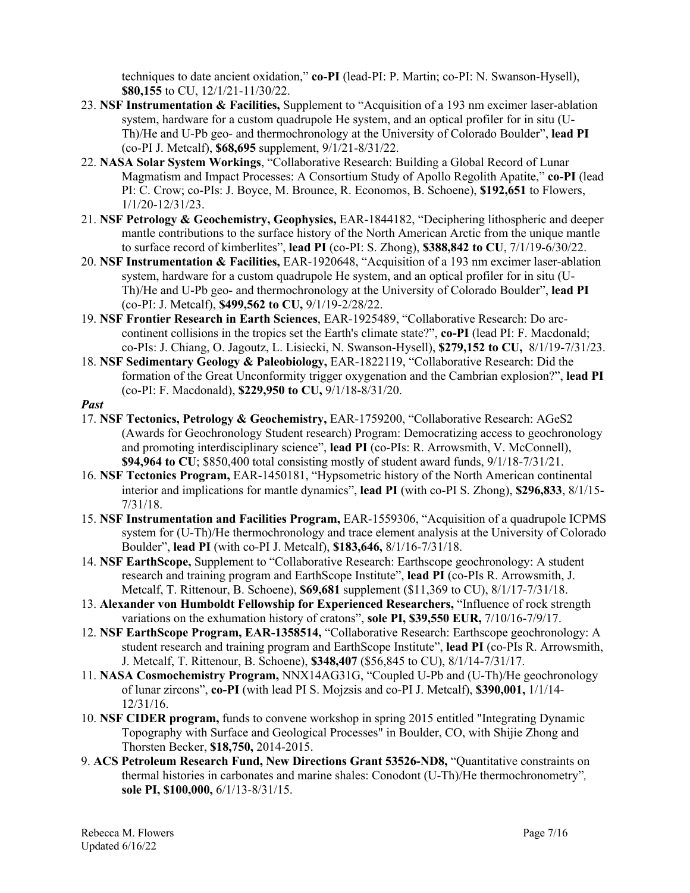techniques to date ancient oxidation," **co-PI** (lead-PI: P. Martin; co-PI: N. Swanson-Hysell), **$80,155** to CU, 12/1/21-11/30/22.

23. **NSF Instrumentation & Facilities,** Supplement to "Acquisition of a 193 nm excimer laser-ablation system, hardware for a custom quadrupole He system, and an optical profiler for in situ (U-Th)/He and U-Pb geo- and thermochronology at the University of Colorado Boulder", **lead PI** (co-PI J. Metcalf), **$68,695** supplement, 9/1/21-8/31/22.
22. **NASA Solar System Workings**, "Collaborative Research: Building a Global Record of Lunar Magmatism and Impact Processes: A Consortium Study of Apollo Regolith Apatite," **co-PI** (lead PI: C. Crow; co-PIs: J. Boyce, M. Brounce, R. Economos, B. Schoene), **$192,651** to Flowers, 1/1/20-12/31/23.
21. **NSF Petrology & Geochemistry, Geophysics,** EAR-1844182, "Deciphering lithospheric and deeper mantle contributions to the surface history of the North American Arctic from the unique mantle to surface record of kimberlites", **lead PI** (co-PI: S. Zhong), **$388,842 to CU**, 7/1/19-6/30/22.
20. **NSF Instrumentation & Facilities,** EAR-1920648, "Acquisition of a 193 nm excimer laser-ablation system, hardware for a custom quadrupole He system, and an optical profiler for in situ (U-Th)/He and U-Pb geo- and thermochronology at the University of Colorado Boulder", **lead PI** (co-PI: J. Metcalf), **$499,562 to CU,** 9/1/19-2/28/22.
19. **NSF Frontier Research in Earth Sciences**, EAR-1925489, "Collaborative Research: Do arc-continent collisions in the tropics set the Earth's climate state?", **co-PI** (lead PI: F. Macdonald; co-PIs: J. Chiang, O. Jagoutz, L. Lisiecki, N. Swanson-Hysell), **$279,152 to CU,** 8/1/19-7/31/23.
18. **NSF Sedimentary Geology & Paleobiology,** EAR-1822119, "Collaborative Research: Did the formation of the Great Unconformity trigger oxygenation and the Cambrian explosion?", **lead PI** (co-PI: F. Macdonald), **$229,950 to CU,** 9/1/18-8/31/20.

***Past***

17. **NSF Tectonics, Petrology & Geochemistry,** EAR-1759200, "Collaborative Research: AGeS2 (Awards for Geochronology Student research) Program: Democratizing access to geochronology and promoting interdisciplinary science", **lead PI** (co-PIs: R. Arrowsmith, V. McConnell), **$94,964 to CU**; $850,400 total consisting mostly of student award funds, 9/1/18-7/31/21.
16. **NSF Tectonics Program,** EAR-1450181, "Hypsometric history of the North American continental interior and implications for mantle dynamics", **lead PI** (with co-PI S. Zhong), **$296,833**, 8/1/15-7/31/18.
15. **NSF Instrumentation and Facilities Program,** EAR-1559306, "Acquisition of a quadrupole ICPMS system for (U-Th)/He thermochronology and trace element analysis at the University of Colorado Boulder", **lead PI** (with co-PI J. Metcalf), **$183,646,** 8/1/16-7/31/18.
14. **NSF EarthScope,** Supplement to "Collaborative Research: Earthscope geochronology: A student research and training program and EarthScope Institute", **lead PI** (co-PIs R. Arrowsmith, J. Metcalf, T. Rittenour, B. Schoene), **$69,681** supplement ($11,369 to CU), 8/1/17-7/31/18.
13. **Alexander von Humboldt Fellowship for Experienced Researchers,** "Influence of rock strength variations on the exhumation history of cratons", **sole PI, $39,550 EUR,** 7/10/16-7/9/17.
12. **NSF EarthScope Program, EAR-1358514,** "Collaborative Research: Earthscope geochronology: A student research and training program and EarthScope Institute", **lead PI** (co-PIs R. Arrowsmith, J. Metcalf, T. Rittenour, B. Schoene), **$348,407** ($56,845 to CU), 8/1/14-7/31/17.
11. **NASA Cosmochemistry Program,** NNX14AG31G, "Coupled U-Pb and (U-Th)/He geochronology of lunar zircons", **co-PI** (with lead PI S. Mojzsis and co-PI J. Metcalf), **$390,001,** 1/1/14-12/31/16.
10. **NSF CIDER program,** funds to convene workshop in spring 2015 entitled "Integrating Dynamic Topography with Surface and Geological Processes" in Boulder, CO, with Shijie Zhong and Thorsten Becker, **$18,750,** 2014-2015.
9. **ACS Petroleum Research Fund, New Directions Grant 53526-ND8,** "Quantitative constraints on thermal histories in carbonates and marine shales: Conodont (U-Th)/He thermochronometry", **sole PI, $100,000,** 6/1/13-8/31/15.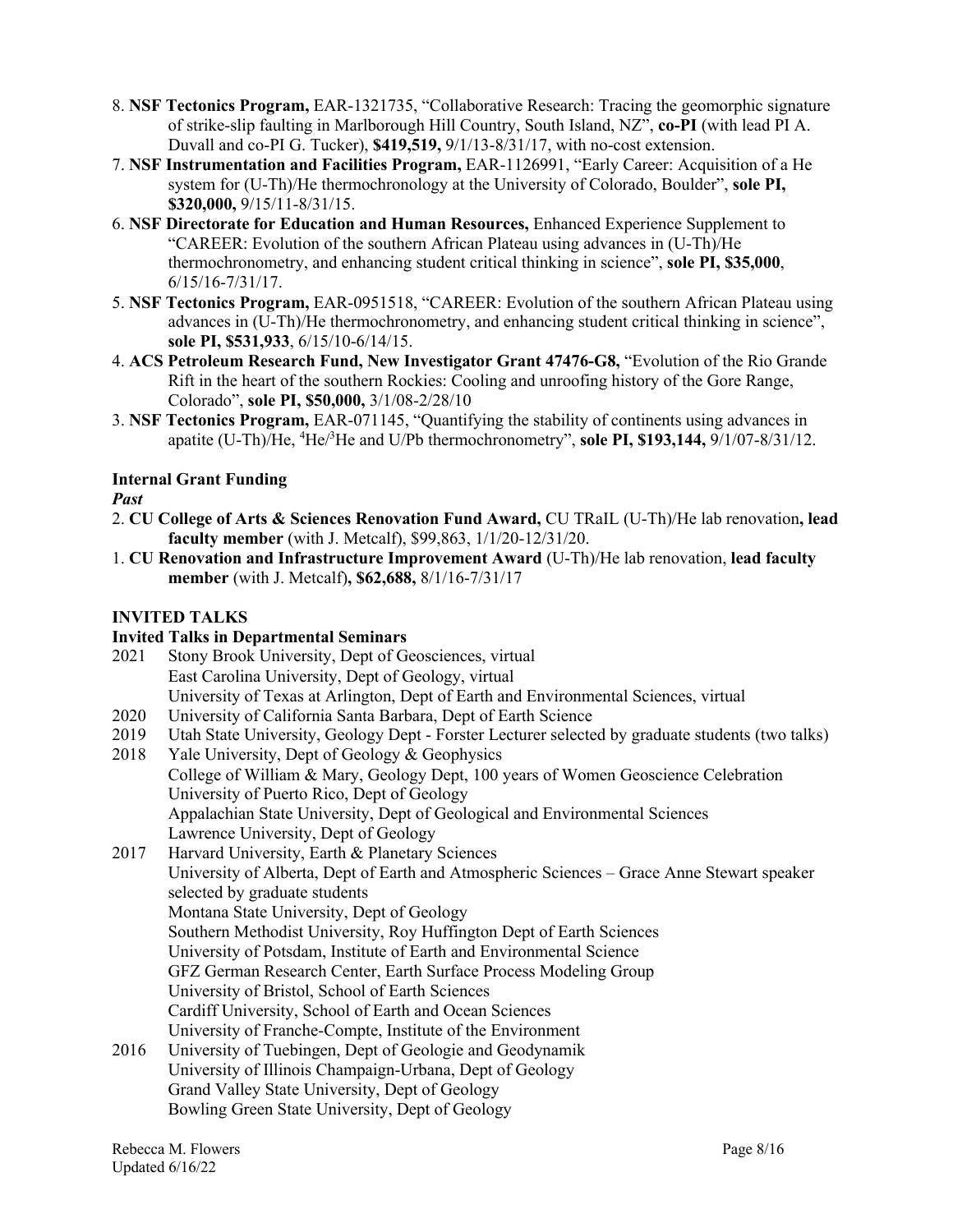8. **NSF Tectonics Program,** EAR-1321735, "Collaborative Research: Tracing the geomorphic signature of strike-slip faulting in Marlborough Hill Country, South Island, NZ", **co-PI** (with lead PI A. Duvall and co-PI G. Tucker), **$419,519,** 9/1/13-8/31/17, with no-cost extension.
7. **NSF Instrumentation and Facilities Program,** EAR-1126991, "Early Career: Acquisition of a He system for (U-Th)/He thermochronology at the University of Colorado, Boulder", **sole PI, $320,000,** 9/15/11-8/31/15.
6. **NSF Directorate for Education and Human Resources,** Enhanced Experience Supplement to "CAREER: Evolution of the southern African Plateau using advances in (U-Th)/He thermochronometry, and enhancing student critical thinking in science", **sole PI, $35,000**, 6/15/16-7/31/17.
5. **NSF Tectonics Program,** EAR-0951518, "CAREER: Evolution of the southern African Plateau using advances in (U-Th)/He thermochronometry, and enhancing student critical thinking in science", **sole PI, $531,933**, 6/15/10-6/14/15.
4. **ACS Petroleum Research Fund, New Investigator Grant 47476-G8,** "Evolution of the Rio Grande Rift in the heart of the southern Rockies: Cooling and unroofing history of the Gore Range, Colorado", **sole PI, $50,000,** 3/1/08-2/28/10
3. **NSF Tectonics Program,** EAR-071145, "Quantifying the stability of continents using advances in apatite (U-Th)/He, $^4$He/$^3$He and U/Pb thermochronometry", **sole PI, $193,144,** 9/1/07-8/31/12.

**Internal Grant Funding**

***Past***

2. **CU College of Arts & Sciences Renovation Fund Award,** CU TRaIL (U-Th)/He lab renovation**, lead faculty member** (with J. Metcalf), $99,863, 1/1/20-12/31/20.
1. **CU Renovation and Infrastructure Improvement Award** (U-Th)/He lab renovation, **lead faculty member** (with J. Metcalf)**, $62,688,** 8/1/16-7/31/17

## INVITED TALKS

**Invited Talks in Departmental Seminars**

2021 Stony Brook University, Dept of Geosciences, virtual
East Carolina University, Dept of Geology, virtual
University of Texas at Arlington, Dept of Earth and Environmental Sciences, virtual

2020 University of California Santa Barbara, Dept of Earth Science

2019 Utah State University, Geology Dept - Forster Lecturer selected by graduate students (two talks)

2018 Yale University, Dept of Geology & Geophysics
College of William & Mary, Geology Dept, 100 years of Women Geoscience Celebration
University of Puerto Rico, Dept of Geology
Appalachian State University, Dept of Geological and Environmental Sciences
Lawrence University, Dept of Geology

2017 Harvard University, Earth & Planetary Sciences
University of Alberta, Dept of Earth and Atmospheric Sciences – Grace Anne Stewart speaker selected by graduate students
Montana State University, Dept of Geology
Southern Methodist University, Roy Huffington Dept of Earth Sciences
University of Potsdam, Institute of Earth and Environmental Science
GFZ German Research Center, Earth Surface Process Modeling Group
University of Bristol, School of Earth Sciences
Cardiff University, School of Earth and Ocean Sciences
University of Franche-Compte, Institute of the Environment

2016 University of Tuebingen, Dept of Geologie and Geodynamik
University of Illinois Champaign-Urbana, Dept of Geology
Grand Valley State University, Dept of Geology
Bowling Green State University, Dept of Geology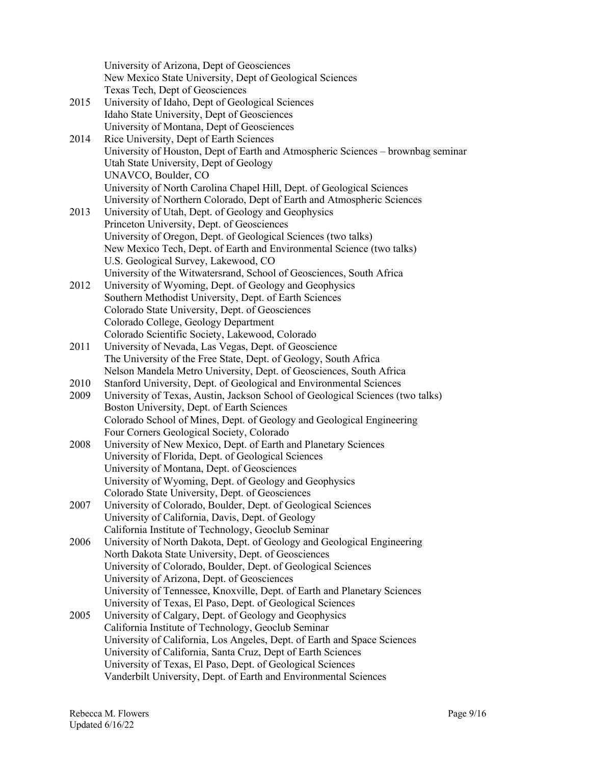University of Arizona, Dept of Geosciences
New Mexico State University, Dept of Geological Sciences
Texas Tech, Dept of Geosciences

2015 University of Idaho, Dept of Geological Sciences
Idaho State University, Dept of Geosciences
University of Montana, Dept of Geosciences

2014 Rice University, Dept of Earth Sciences
University of Houston, Dept of Earth and Atmospheric Sciences – brownbag seminar
Utah State University, Dept of Geology
UNAVCO, Boulder, CO
University of North Carolina Chapel Hill, Dept. of Geological Sciences
University of Northern Colorado, Dept of Earth and Atmospheric Sciences

2013 University of Utah, Dept. of Geology and Geophysics
Princeton University, Dept. of Geosciences
University of Oregon, Dept. of Geological Sciences (two talks)
New Mexico Tech, Dept. of Earth and Environmental Science (two talks)
U.S. Geological Survey, Lakewood, CO
University of the Witwatersrand, School of Geosciences, South Africa

2012 University of Wyoming, Dept. of Geology and Geophysics
Southern Methodist University, Dept. of Earth Sciences
Colorado State University, Dept. of Geosciences
Colorado College, Geology Department
Colorado Scientific Society, Lakewood, Colorado

2011 University of Nevada, Las Vegas, Dept. of Geoscience
The University of the Free State, Dept. of Geology, South Africa
Nelson Mandela Metro University, Dept. of Geosciences, South Africa

2010 Stanford University, Dept. of Geological and Environmental Sciences

2009 University of Texas, Austin, Jackson School of Geological Sciences (two talks)
Boston University, Dept. of Earth Sciences
Colorado School of Mines, Dept. of Geology and Geological Engineering
Four Corners Geological Society, Colorado

2008 University of New Mexico, Dept. of Earth and Planetary Sciences
University of Florida, Dept. of Geological Sciences
University of Montana, Dept. of Geosciences
University of Wyoming, Dept. of Geology and Geophysics
Colorado State University, Dept. of Geosciences

2007 University of Colorado, Boulder, Dept. of Geological Sciences
University of California, Davis, Dept. of Geology
California Institute of Technology, Geoclub Seminar

2006 University of North Dakota, Dept. of Geology and Geological Engineering
North Dakota State University, Dept. of Geosciences
University of Colorado, Boulder, Dept. of Geological Sciences
University of Arizona, Dept. of Geosciences
University of Tennessee, Knoxville, Dept. of Earth and Planetary Sciences
University of Texas, El Paso, Dept. of Geological Sciences

2005 University of Calgary, Dept. of Geology and Geophysics
California Institute of Technology, Geoclub Seminar
University of California, Los Angeles, Dept. of Earth and Space Sciences
University of California, Santa Cruz, Dept of Earth Sciences
University of Texas, El Paso, Dept. of Geological Sciences
Vanderbilt University, Dept. of Earth and Environmental Sciences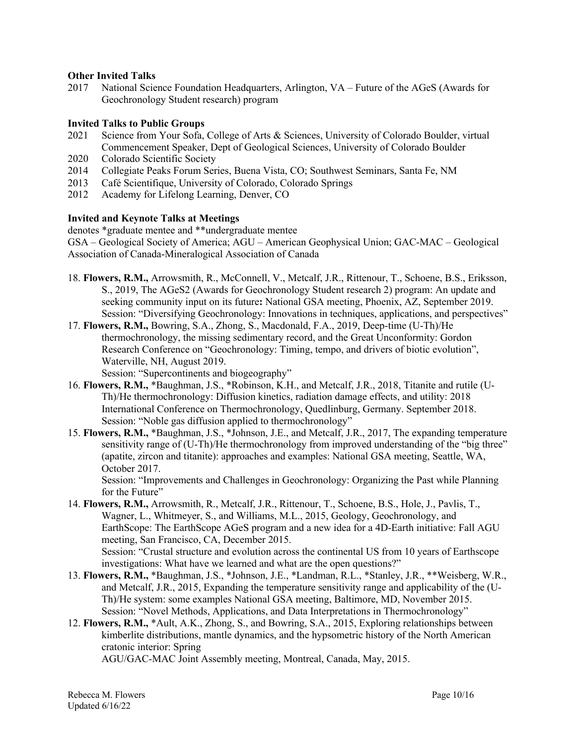**Other Invited Talks**

2017 National Science Foundation Headquarters, Arlington, VA – Future of the AGeS (Awards for Geochronology Student research) program

**Invited Talks to Public Groups**

2021 Science from Your Sofa, College of Arts & Sciences, University of Colorado Boulder, virtual
Commencement Speaker, Dept of Geological Sciences, University of Colorado Boulder
2020 Colorado Scientific Society
2014 Collegiate Peaks Forum Series, Buena Vista, CO; Southwest Seminars, Santa Fe, NM
2013 Café Scientifique, University of Colorado, Colorado Springs
2012 Academy for Lifelong Learning, Denver, CO

**Invited and Keynote Talks at Meetings**

denotes *graduate mentee and **undergraduate mentee
GSA – Geological Society of America; AGU – American Geophysical Union; GAC-MAC – Geological Association of Canada-Mineralogical Association of Canada

18. **Flowers, R.M.,** Arrowsmith, R., McConnell, V., Metcalf, J.R., Rittenour, T., Schoene, B.S., Eriksson, S., 2019, The AGeS2 (Awards for Geochronology Student research 2) program: An update and seeking community input on its future**:** National GSA meeting, Phoenix, AZ, September 2019.
Session: "Diversifying Geochronology: Innovations in techniques, applications, and perspectives"
17. **Flowers, R.M.,** Bowring, S.A., Zhong, S., Macdonald, F.A., 2019, Deep-time (U-Th)/He thermochronology, the missing sedimentary record, and the Great Unconformity: Gordon Research Conference on "Geochronology: Timing, tempo, and drivers of biotic evolution", Waterville, NH, August 2019.
Session: "Supercontinents and biogeography"
16. **Flowers, R.M.,** *Baughman, J.S., *Robinson, K.H., and Metcalf, J.R., 2018, Titanite and rutile (U-Th)/He thermochronology: Diffusion kinetics, radiation damage effects, and utility: 2018 International Conference on Thermochronology, Quedlinburg, Germany. September 2018.
Session: "Noble gas diffusion applied to thermochronology"
15. **Flowers, R.M.,** *Baughman, J.S., *Johnson, J.E., and Metcalf, J.R., 2017, The expanding temperature sensitivity range of (U-Th)/He thermochronology from improved understanding of the "big three" (apatite, zircon and titanite): approaches and examples: National GSA meeting, Seattle, WA, October 2017.
Session: "Improvements and Challenges in Geochronology: Organizing the Past while Planning for the Future"
14. **Flowers, R.M.,** Arrowsmith, R., Metcalf, J.R., Rittenour, T., Schoene, B.S., Hole, J., Pavlis, T., Wagner, L., Whitmeyer, S., and Williams, M.L., 2015, Geology, Geochronology, and EarthScope: The EarthScope AGeS program and a new idea for a 4D-Earth initiative: Fall AGU meeting, San Francisco, CA, December 2015.
Session: "Crustal structure and evolution across the continental US from 10 years of Earthscope investigations: What have we learned and what are the open questions?"
13. **Flowers, R.M.,** *Baughman, J.S., *Johnson, J.E., *Landman, R.L., *Stanley, J.R., **Weisberg, W.R., and Metcalf, J.R., 2015, Expanding the temperature sensitivity range and applicability of the (U-Th)/He system: some examples National GSA meeting, Baltimore, MD, November 2015.
Session: "Novel Methods, Applications, and Data Interpretations in Thermochronology"
12. **Flowers, R.M.,** *Ault, A.K., Zhong, S., and Bowring, S.A., 2015, Exploring relationships between kimberlite distributions, mantle dynamics, and the hypsometric history of the North American cratonic interior: Spring
AGU/GAC-MAC Joint Assembly meeting, Montreal, Canada, May, 2015.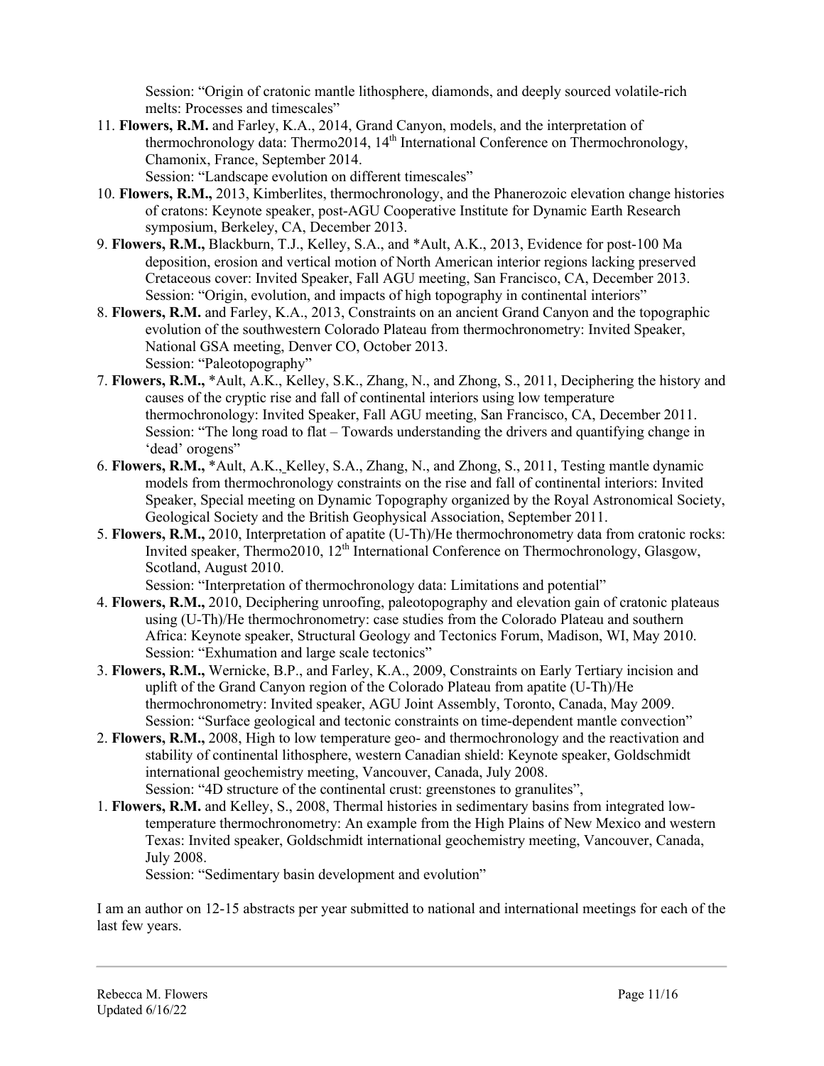Session: "Origin of cratonic mantle lithosphere, diamonds, and deeply sourced volatile-rich melts: Processes and timescales"

11. **Flowers, R.M.** and Farley, K.A., 2014, Grand Canyon, models, and the interpretation of thermochronology data: Thermo2014, 14th International Conference on Thermochronology, Chamonix, France, September 2014.
    Session: "Landscape evolution on different timescales"
10. **Flowers, R.M.,** 2013, Kimberlites, thermochronology, and the Phanerozoic elevation change histories of cratons: Keynote speaker, post-AGU Cooperative Institute for Dynamic Earth Research symposium, Berkeley, CA, December 2013.
9. **Flowers, R.M.,** Blackburn, T.J., Kelley, S.A., and *Ault, A.K., 2013, Evidence for post-100 Ma deposition, erosion and vertical motion of North American interior regions lacking preserved Cretaceous cover: Invited Speaker, Fall AGU meeting, San Francisco, CA, December 2013.
    Session: "Origin, evolution, and impacts of high topography in continental interiors"
8. **Flowers, R.M.** and Farley, K.A., 2013, Constraints on an ancient Grand Canyon and the topographic evolution of the southwestern Colorado Plateau from thermochronometry: Invited Speaker, National GSA meeting, Denver CO, October 2013.
    Session: "Paleotopography"
7. **Flowers, R.M.,** *Ault, A.K., Kelley, S.K., Zhang, N., and Zhong, S., 2011, Deciphering the history and causes of the cryptic rise and fall of continental interiors using low temperature thermochronology: Invited Speaker, Fall AGU meeting, San Francisco, CA, December 2011.
    Session: "The long road to flat – Towards understanding the drivers and quantifying change in 'dead' orogens"
6. **Flowers, R.M.,** *Ault, A.K., Kelley, S.A., Zhang, N., and Zhong, S., 2011, Testing mantle dynamic models from thermochronology constraints on the rise and fall of continental interiors: Invited Speaker, Special meeting on Dynamic Topography organized by the Royal Astronomical Society, Geological Society and the British Geophysical Association, September 2011.
5. **Flowers, R.M.,** 2010, Interpretation of apatite (U-Th)/He thermochronometry data from cratonic rocks: Invited speaker, Thermo2010, 12th International Conference on Thermochronology, Glasgow, Scotland, August 2010.
    Session: "Interpretation of thermochronology data: Limitations and potential"
4. **Flowers, R.M.,** 2010, Deciphering unroofing, paleotopography and elevation gain of cratonic plateaus using (U-Th)/He thermochronometry: case studies from the Colorado Plateau and southern Africa: Keynote speaker, Structural Geology and Tectonics Forum, Madison, WI, May 2010.
    Session: "Exhumation and large scale tectonics"
3. **Flowers, R.M.,** Wernicke, B.P., and Farley, K.A., 2009, Constraints on Early Tertiary incision and uplift of the Grand Canyon region of the Colorado Plateau from apatite (U-Th)/He thermochronometry: Invited speaker, AGU Joint Assembly, Toronto, Canada, May 2009.
    Session: "Surface geological and tectonic constraints on time-dependent mantle convection"
2. **Flowers, R.M.,** 2008, High to low temperature geo- and thermochronology and the reactivation and stability of continental lithosphere, western Canadian shield: Keynote speaker, Goldschmidt international geochemistry meeting, Vancouver, Canada, July 2008.
    Session: "4D structure of the continental crust: greenstones to granulites",
1. **Flowers, R.M.** and Kelley, S., 2008, Thermal histories in sedimentary basins from integrated low-temperature thermochronometry: An example from the High Plains of New Mexico and western Texas: Invited speaker, Goldschmidt international geochemistry meeting, Vancouver, Canada, July 2008.
    Session: "Sedimentary basin development and evolution"

I am an author on 12-15 abstracts per year submitted to national and international meetings for each of the last few years.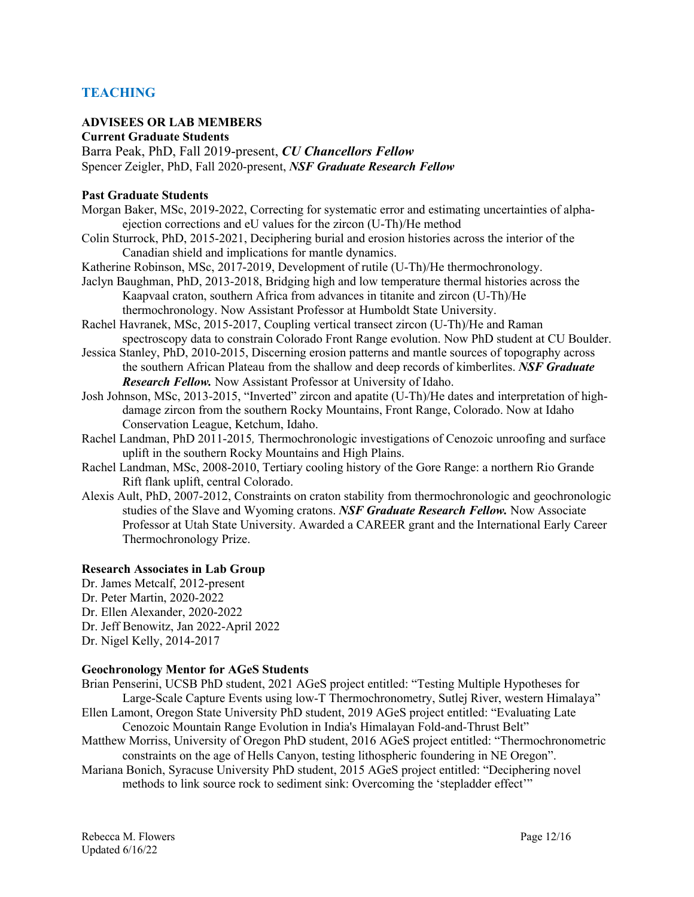## TEACHING

### ADVISEES OR LAB MEMBERS

**Current Graduate Students**

Barra Peak, PhD, Fall 2019-present, ***CU Chancellors Fellow***
Spencer Zeigler, PhD, Fall 2020-present, ***NSF Graduate Research Fellow***

**Past Graduate Students**

Morgan Baker, MSc, 2019-2022, Correcting for systematic error and estimating uncertainties of alpha-ejection corrections and eU values for the zircon (U-Th)/He method

Colin Sturrock, PhD, 2015-2021, Deciphering burial and erosion histories across the interior of the Canadian shield and implications for mantle dynamics.

Katherine Robinson, MSc, 2017-2019, Development of rutile (U-Th)/He thermochronology.

Jaclyn Baughman, PhD, 2013-2018, Bridging high and low temperature thermal histories across the Kaapvaal craton, southern Africa from advances in titanite and zircon (U-Th)/He thermochronology. Now Assistant Professor at Humboldt State University.

Rachel Havranek, MSc, 2015-2017, Coupling vertical transect zircon (U-Th)/He and Raman spectroscopy data to constrain Colorado Front Range evolution. Now PhD student at CU Boulder.

Jessica Stanley, PhD, 2010-2015, Discerning erosion patterns and mantle sources of topography across the southern African Plateau from the shallow and deep records of kimberlites. ***NSF Graduate Research Fellow.*** Now Assistant Professor at University of Idaho.

Josh Johnson, MSc, 2013-2015, "Inverted" zircon and apatite (U-Th)/He dates and interpretation of high-damage zircon from the southern Rocky Mountains, Front Range, Colorado. Now at Idaho Conservation League, Ketchum, Idaho.

Rachel Landman, PhD 2011-2015*,* Thermochronologic investigations of Cenozoic unroofing and surface uplift in the southern Rocky Mountains and High Plains.

Rachel Landman, MSc, 2008-2010, Tertiary cooling history of the Gore Range: a northern Rio Grande Rift flank uplift, central Colorado.

Alexis Ault, PhD, 2007-2012, Constraints on craton stability from thermochronologic and geochronologic studies of the Slave and Wyoming cratons. ***NSF Graduate Research Fellow.*** Now Associate Professor at Utah State University. Awarded a CAREER grant and the International Early Career Thermochronology Prize.

**Research Associates in Lab Group**

Dr. James Metcalf, 2012-present
Dr. Peter Martin, 2020-2022
Dr. Ellen Alexander, 2020-2022
Dr. Jeff Benowitz, Jan 2022-April 2022
Dr. Nigel Kelly, 2014-2017

**Geochronology Mentor for AGeS Students**

Brian Penserini, UCSB PhD student, 2021 AGeS project entitled: "Testing Multiple Hypotheses for Large-Scale Capture Events using low-T Thermochronometry, Sutlej River, western Himalaya"

Ellen Lamont, Oregon State University PhD student, 2019 AGeS project entitled: "Evaluating Late Cenozoic Mountain Range Evolution in India's Himalayan Fold-and-Thrust Belt"

Matthew Morriss, University of Oregon PhD student, 2016 AGeS project entitled: "Thermochronometric constraints on the age of Hells Canyon, testing lithospheric foundering in NE Oregon".

Mariana Bonich, Syracuse University PhD student, 2015 AGeS project entitled: "Deciphering novel methods to link source rock to sediment sink: Overcoming the 'stepladder effect'"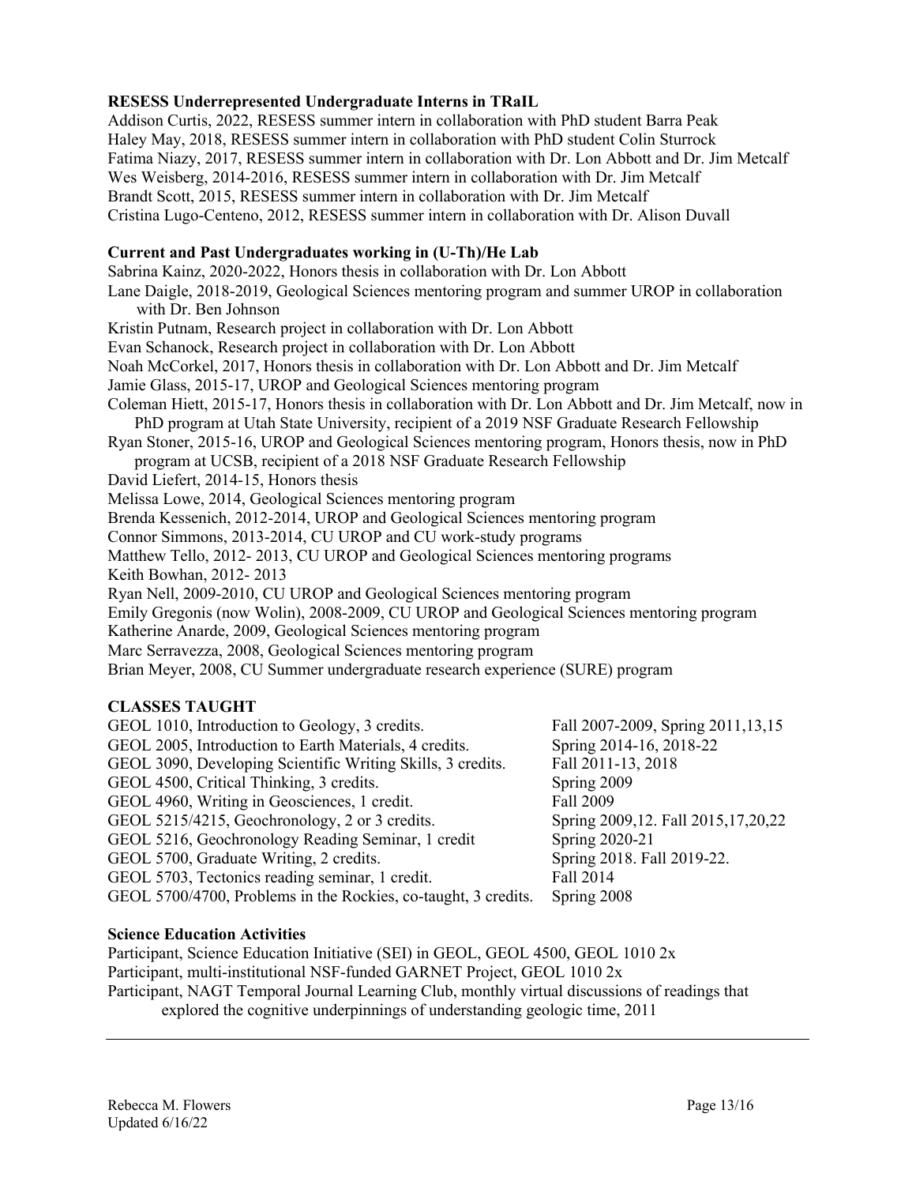**RESESS Underrepresented Undergraduate Interns in TRaIL**

Addison Curtis, 2022, RESESS summer intern in collaboration with PhD student Barra Peak
Haley May, 2018, RESESS summer intern in collaboration with PhD student Colin Sturrock
Fatima Niazy, 2017, RESESS summer intern in collaboration with Dr. Lon Abbott and Dr. Jim Metcalf
Wes Weisberg, 2014-2016, RESESS summer intern in collaboration with Dr. Jim Metcalf
Brandt Scott, 2015, RESESS summer intern in collaboration with Dr. Jim Metcalf
Cristina Lugo-Centeno, 2012, RESESS summer intern in collaboration with Dr. Alison Duvall

**Current and Past Undergraduates working in (U-Th)/He Lab**

Sabrina Kainz, 2020-2022, Honors thesis in collaboration with Dr. Lon Abbott
Lane Daigle, 2018-2019, Geological Sciences mentoring program and summer UROP in collaboration with Dr. Ben Johnson
Kristin Putnam, Research project in collaboration with Dr. Lon Abbott
Evan Schanock, Research project in collaboration with Dr. Lon Abbott
Noah McCorkel, 2017, Honors thesis in collaboration with Dr. Lon Abbott and Dr. Jim Metcalf
Jamie Glass, 2015-17, UROP and Geological Sciences mentoring program
Coleman Hiett, 2015-17, Honors thesis in collaboration with Dr. Lon Abbott and Dr. Jim Metcalf, now in PhD program at Utah State University, recipient of a 2019 NSF Graduate Research Fellowship
Ryan Stoner, 2015-16, UROP and Geological Sciences mentoring program, Honors thesis, now in PhD program at UCSB, recipient of a 2018 NSF Graduate Research Fellowship
David Liefert, 2014-15, Honors thesis
Melissa Lowe, 2014, Geological Sciences mentoring program
Brenda Kessenich, 2012-2014, UROP and Geological Sciences mentoring program
Connor Simmons, 2013-2014, CU UROP and CU work-study programs
Matthew Tello, 2012- 2013, CU UROP and Geological Sciences mentoring programs
Keith Bowhan, 2012- 2013
Ryan Nell, 2009-2010, CU UROP and Geological Sciences mentoring program
Emily Gregonis (now Wolin), 2008-2009, CU UROP and Geological Sciences mentoring program
Katherine Anarde, 2009, Geological Sciences mentoring program
Marc Serravezza, 2008, Geological Sciences mentoring program
Brian Meyer, 2008, CU Summer undergraduate research experience (SURE) program

## CLASSES TAUGHT

| | |
|---|---|
| GEOL 1010, Introduction to Geology, 3 credits. | Fall 2007-2009, Spring 2011,13,15 |
| GEOL 2005, Introduction to Earth Materials, 4 credits. | Spring 2014-16, 2018-22 |
| GEOL 3090, Developing Scientific Writing Skills, 3 credits. | Fall 2011-13, 2018 |
| GEOL 4500, Critical Thinking, 3 credits. | Spring 2009 |
| GEOL 4960, Writing in Geosciences, 1 credit. | Fall 2009 |
| GEOL 5215/4215, Geochronology, 2 or 3 credits. | Spring 2009,12. Fall 2015,17,20,22 |
| GEOL 5216, Geochronology Reading Seminar, 1 credit | Spring 2020-21 |
| GEOL 5700, Graduate Writing, 2 credits. | Spring 2018. Fall 2019-22. |
| GEOL 5703, Tectonics reading seminar, 1 credit. | Fall 2014 |
| GEOL 5700/4700, Problems in the Rockies, co-taught, 3 credits. | Spring 2008 |

**Science Education Activities**

Participant, Science Education Initiative (SEI) in GEOL, GEOL 4500, GEOL 1010 2x
Participant, multi-institutional NSF-funded GARNET Project, GEOL 1010 2x
Participant, NAGT Temporal Journal Learning Club, monthly virtual discussions of readings that explored the cognitive underpinnings of understanding geologic time, 2011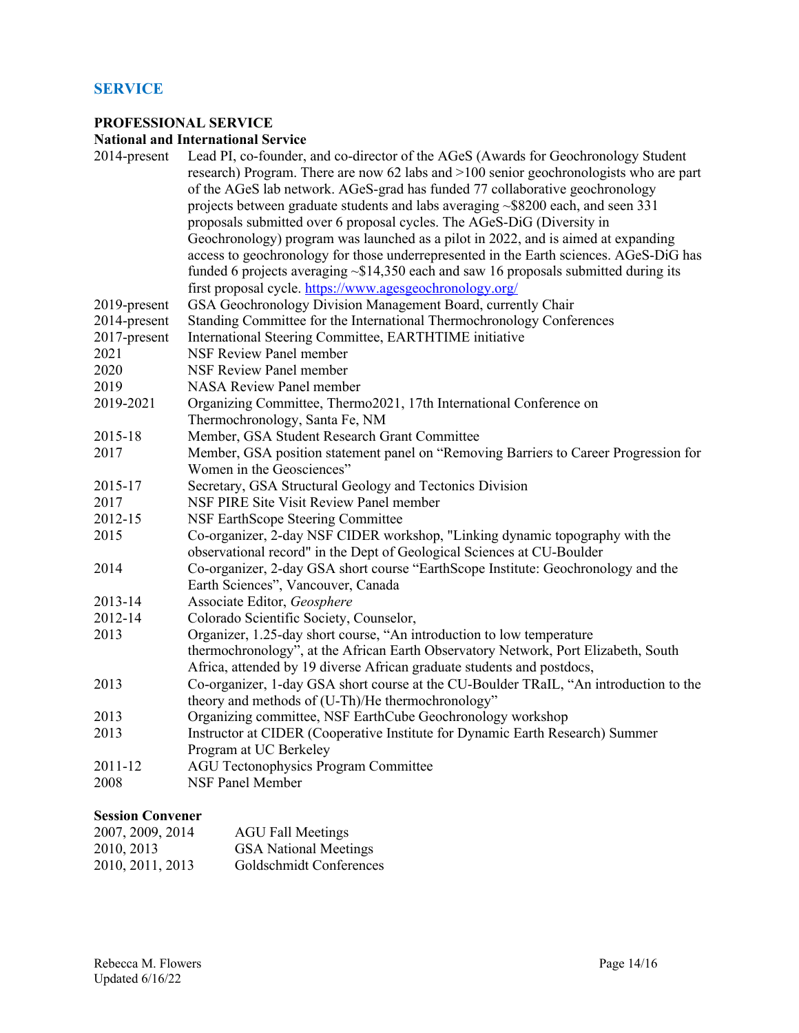## SERVICE

### PROFESSIONAL SERVICE

#### National and International Service

| | |
|---|---|
| 2014-present | Lead PI, co-founder, and co-director of the AGeS (Awards for Geochronology Student research) Program. There are now 62 labs and >100 senior geochronologists who are part of the AGeS lab network. AGeS-grad has funded 77 collaborative geochronology projects between graduate students and labs averaging ~$8200 each, and seen 331 proposals submitted over 6 proposal cycles. The AGeS-DiG (Diversity in Geochronology) program was launched as a pilot in 2022, and is aimed at expanding access to geochronology for those underrepresented in the Earth sciences. AGeS-DiG has funded 6 projects averaging ~$14,350 each and saw 16 proposals submitted during its first proposal cycle. https://www.agesgeochronology.org/ |
| 2019-present | GSA Geochronology Division Management Board, currently Chair |
| 2014-present | Standing Committee for the International Thermochronology Conferences |
| 2017-present | International Steering Committee, EARTHTIME initiative |
| 2021 | NSF Review Panel member |
| 2020 | NSF Review Panel member |
| 2019 | NASA Review Panel member |
| 2019-2021 | Organizing Committee, Thermo2021, 17th International Conference on Thermochronology, Santa Fe, NM |
| 2015-18 | Member, GSA Student Research Grant Committee |
| 2017 | Member, GSA position statement panel on "Removing Barriers to Career Progression for Women in the Geosciences" |
| 2015-17 | Secretary, GSA Structural Geology and Tectonics Division |
| 2017 | NSF PIRE Site Visit Review Panel member |
| 2012-15 | NSF EarthScope Steering Committee |
| 2015 | Co-organizer, 2-day NSF CIDER workshop, "Linking dynamic topography with the observational record" in the Dept of Geological Sciences at CU-Boulder |
| 2014 | Co-organizer, 2-day GSA short course "EarthScope Institute: Geochronology and the Earth Sciences", Vancouver, Canada |
| 2013-14 | Associate Editor, *Geosphere* |
| 2012-14 | Colorado Scientific Society, Counselor, |
| 2013 | Organizer, 1.25-day short course, "An introduction to low temperature thermochronology", at the African Earth Observatory Network, Port Elizabeth, South Africa, attended by 19 diverse African graduate students and postdocs, |
| 2013 | Co-organizer, 1-day GSA short course at the CU-Boulder TRaIL, "An introduction to the theory and methods of (U-Th)/He thermochronology" |
| 2013 | Organizing committee, NSF EarthCube Geochronology workshop |
| 2013 | Instructor at CIDER (Cooperative Institute for Dynamic Earth Research) Summer Program at UC Berkeley |
| 2011-12 | AGU Tectonophysics Program Committee |
| 2008 | NSF Panel Member |

#### Session Convener

| | |
|---|---|
| 2007, 2009, 2014 | AGU Fall Meetings |
| 2010, 2013 | GSA National Meetings |
| 2010, 2011, 2013 | Goldschmidt Conferences |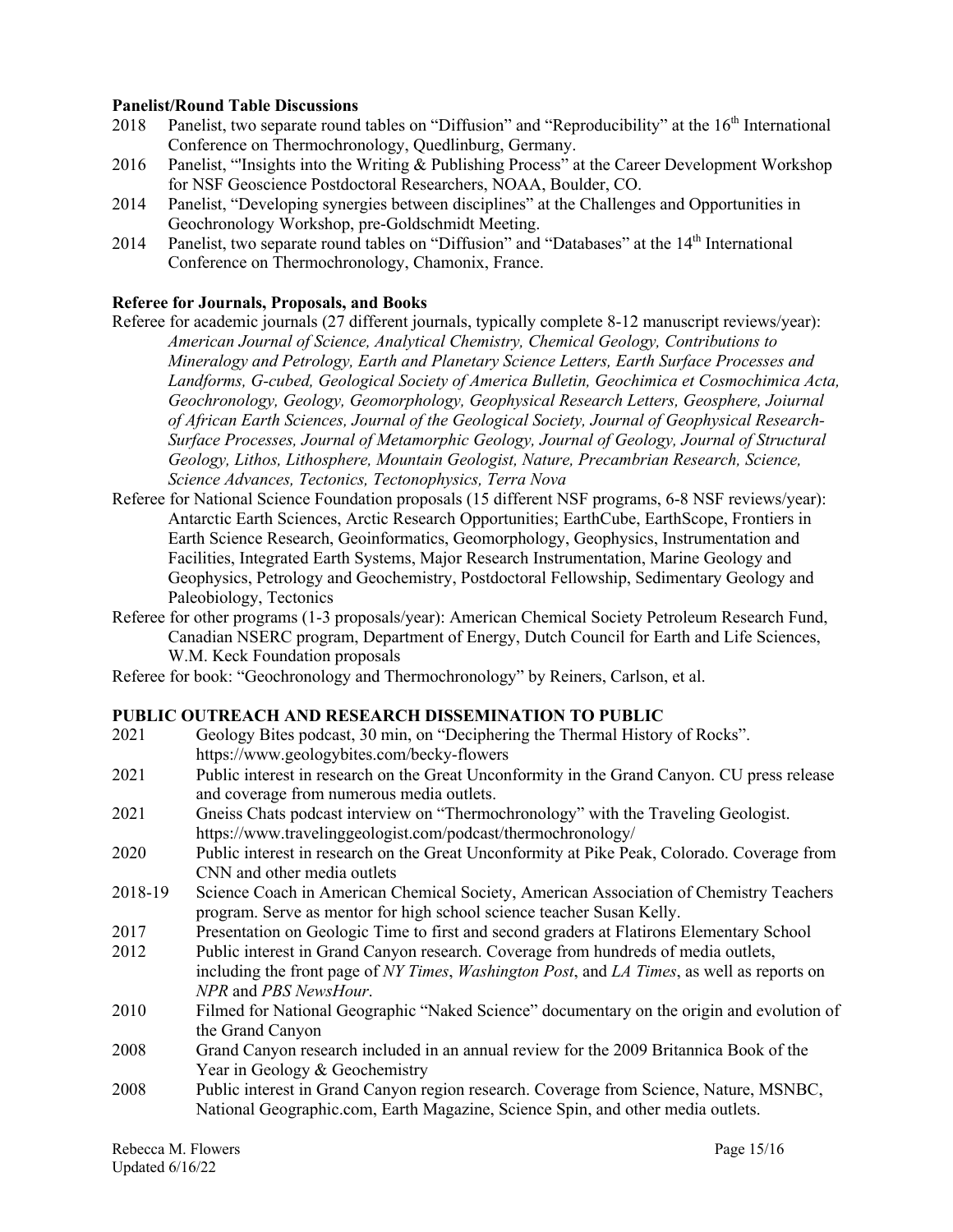**Panelist/Round Table Discussions**

- 2018 Panelist, two separate round tables on "Diffusion" and "Reproducibility" at the 16th International Conference on Thermochronology, Quedlinburg, Germany.
- 2016 Panelist, "'Insights into the Writing & Publishing Process" at the Career Development Workshop for NSF Geoscience Postdoctoral Researchers, NOAA, Boulder, CO.
- 2014 Panelist, "Developing synergies between disciplines" at the Challenges and Opportunities in Geochronology Workshop, pre-Goldschmidt Meeting.
- 2014 Panelist, two separate round tables on "Diffusion" and "Databases" at the 14th International Conference on Thermochronology, Chamonix, France.

**Referee for Journals, Proposals, and Books**

Referee for academic journals (27 different journals, typically complete 8-12 manuscript reviews/year): *American Journal of Science, Analytical Chemistry, Chemical Geology, Contributions to Mineralogy and Petrology, Earth and Planetary Science Letters, Earth Surface Processes and Landforms, G-cubed, Geological Society of America Bulletin, Geochimica et Cosmochimica Acta, Geochronology, Geology, Geomorphology, Geophysical Research Letters, Geosphere, Joiurnal of African Earth Sciences, Journal of the Geological Society, Journal of Geophysical Research-Surface Processes, Journal of Metamorphic Geology, Journal of Geology, Journal of Structural Geology, Lithos, Lithosphere, Mountain Geologist, Nature, Precambrian Research, Science, Science Advances, Tectonics, Tectonophysics, Terra Nova*

Referee for National Science Foundation proposals (15 different NSF programs, 6-8 NSF reviews/year): Antarctic Earth Sciences, Arctic Research Opportunities; EarthCube, EarthScope, Frontiers in Earth Science Research, Geoinformatics, Geomorphology, Geophysics, Instrumentation and Facilities, Integrated Earth Systems, Major Research Instrumentation, Marine Geology and Geophysics, Petrology and Geochemistry, Postdoctoral Fellowship, Sedimentary Geology and Paleobiology, Tectonics

Referee for other programs (1-3 proposals/year): American Chemical Society Petroleum Research Fund, Canadian NSERC program, Department of Energy, Dutch Council for Earth and Life Sciences, W.M. Keck Foundation proposals

Referee for book: "Geochronology and Thermochronology" by Reiners, Carlson, et al.

## PUBLIC OUTREACH AND RESEARCH DISSEMINATION TO PUBLIC

- 2021 Geology Bites podcast, 30 min, on "Deciphering the Thermal History of Rocks". https://www.geologybites.com/becky-flowers
- 2021 Public interest in research on the Great Unconformity in the Grand Canyon. CU press release and coverage from numerous media outlets.
- 2021 Gneiss Chats podcast interview on "Thermochronology" with the Traveling Geologist. https://www.travelinggeologist.com/podcast/thermochronology/
- 2020 Public interest in research on the Great Unconformity at Pike Peak, Colorado. Coverage from CNN and other media outlets
- 2018-19 Science Coach in American Chemical Society, American Association of Chemistry Teachers program. Serve as mentor for high school science teacher Susan Kelly.
- 2017 Presentation on Geologic Time to first and second graders at Flatirons Elementary School
- 2012 Public interest in Grand Canyon research. Coverage from hundreds of media outlets, including the front page of *NY Times*, *Washington Post*, and *LA Times*, as well as reports on *NPR* and *PBS NewsHour*.
- 2010 Filmed for National Geographic "Naked Science" documentary on the origin and evolution of the Grand Canyon
- 2008 Grand Canyon research included in an annual review for the 2009 Britannica Book of the Year in Geology & Geochemistry
- 2008 Public interest in Grand Canyon region research. Coverage from Science, Nature, MSNBC, National Geographic.com, Earth Magazine, Science Spin, and other media outlets.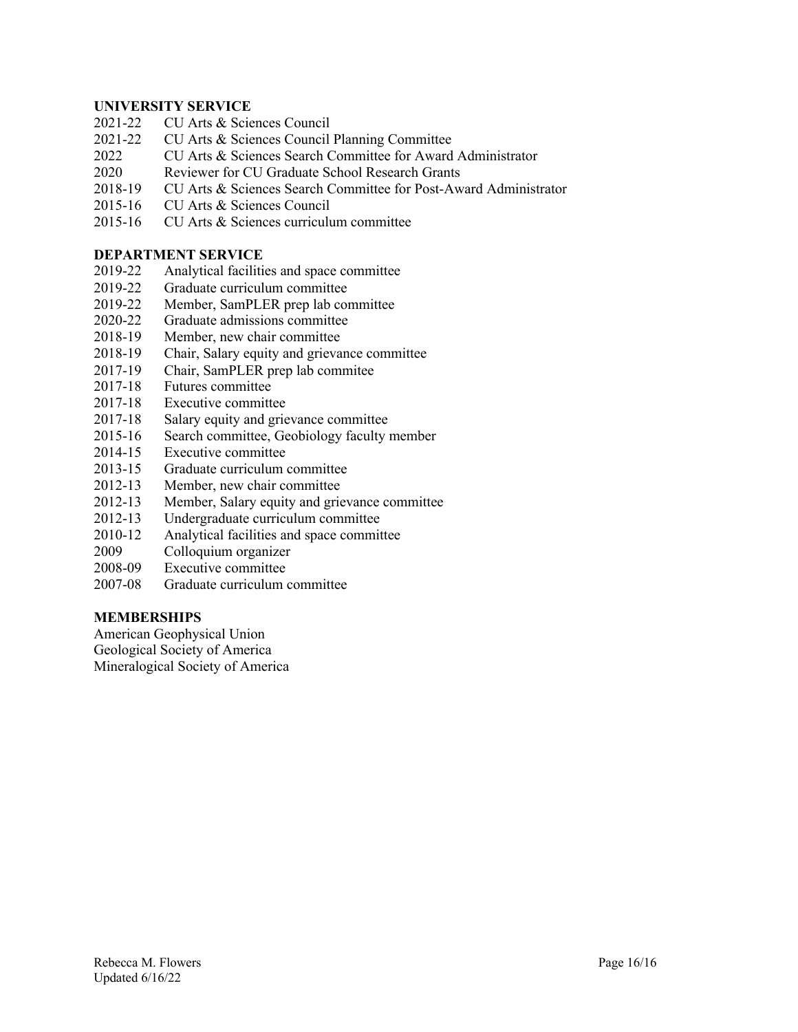### UNIVERSITY SERVICE

2021-22 CU Arts & Sciences Council
2021-22 CU Arts & Sciences Council Planning Committee
2022 CU Arts & Sciences Search Committee for Award Administrator
2020 Reviewer for CU Graduate School Research Grants
2018-19 CU Arts & Sciences Search Committee for Post-Award Administrator
2015-16 CU Arts & Sciences Council
2015-16 CU Arts & Sciences curriculum committee

### DEPARTMENT SERVICE

2019-22 Analytical facilities and space committee
2019-22 Graduate curriculum committee
2019-22 Member, SamPLER prep lab committee
2020-22 Graduate admissions committee
2018-19 Member, new chair committee
2018-19 Chair, Salary equity and grievance committee
2017-19 Chair, SamPLER prep lab commitee
2017-18 Futures committee
2017-18 Executive committee
2017-18 Salary equity and grievance committee
2015-16 Search committee, Geobiology faculty member
2014-15 Executive committee
2013-15 Graduate curriculum committee
2012-13 Member, new chair committee
2012-13 Member, Salary equity and grievance committee
2012-13 Undergraduate curriculum committee
2010-12 Analytical facilities and space committee
2009 Colloquium organizer
2008-09 Executive committee
2007-08 Graduate curriculum committee

### MEMBERSHIPS

American Geophysical Union
Geological Society of America
Mineralogical Society of America